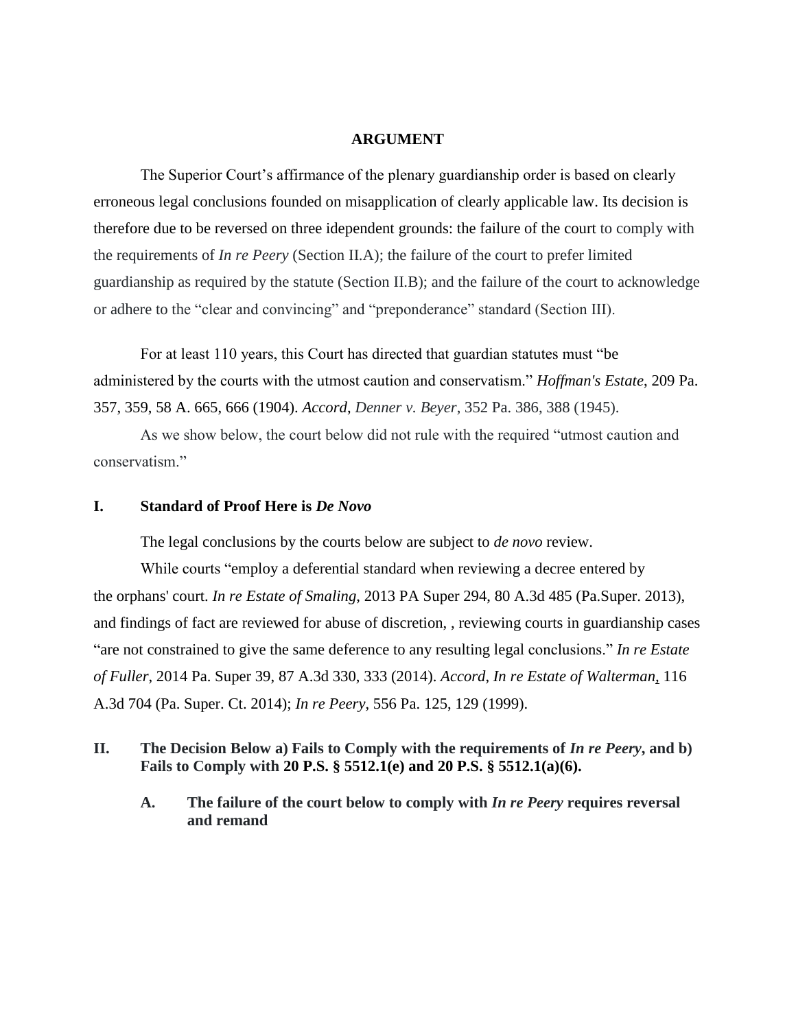## ARGUMENT

The Superior Court's affirmance of the plenary guardianship order is based on clearly erroneous legal conclusions founded on misapplication of clearly applicable law. Its decision is therefore due to be reversed on three idependent grounds: the failure of the court to comply with the requirements of *In re Peery* (Section II.A); the failure of the court to prefer limited guardianship as required by the statute (Section II.B); and the failure of the court to acknowledge or adhere to the "clear and convincing" and "preponderance" standard (Section III).

For at least 110 years, this Court has directed that guardian statutes must "be administered by the courts with the utmost caution and conservatism." *Hoffman's Estate*, 209 Pa. 357, 359, 58 A. 665, 666 (1904). *Accord*, *Denner v. Beyer*, 352 Pa. 386, 388 (1945).

As we show below, the court below did not rule with the required "utmost caution and conservatism."

### I. Standard of Proof Here is *De Novo*

The legal conclusions by the courts below are subject to *de novo* review.

While courts "employ a deferential standard when reviewing a decree entered by the orphans' court. *In re Estate of Smaling*, 2013 PA Super 294, 80 A.3d 485 (Pa.Super. 2013), and findings of fact are reviewed for abuse of discretion, , reviewing courts in guardianship cases "are not constrained to give the same deference to any resulting legal conclusions." *In re Estate of Fuller*, 2014 Pa. Super 39, 87 A.3d 330, 333 (2014). *Accord*, *In re Estate of Walterman*, 116 A.3d 704 (Pa. Super. Ct. 2014); *In re Peery*, 556 Pa. 125, 129 (1999).

### II. The Decision Below a) Fails to Comply with the requirements of *In re Peery*, and b) Fails to Comply with 20 P.S. § 5512.1(e) and 20 P.S. § 5512.1(a)(6).

#### A. The failure of the court below to comply with *In re Peery* requires reversal and remand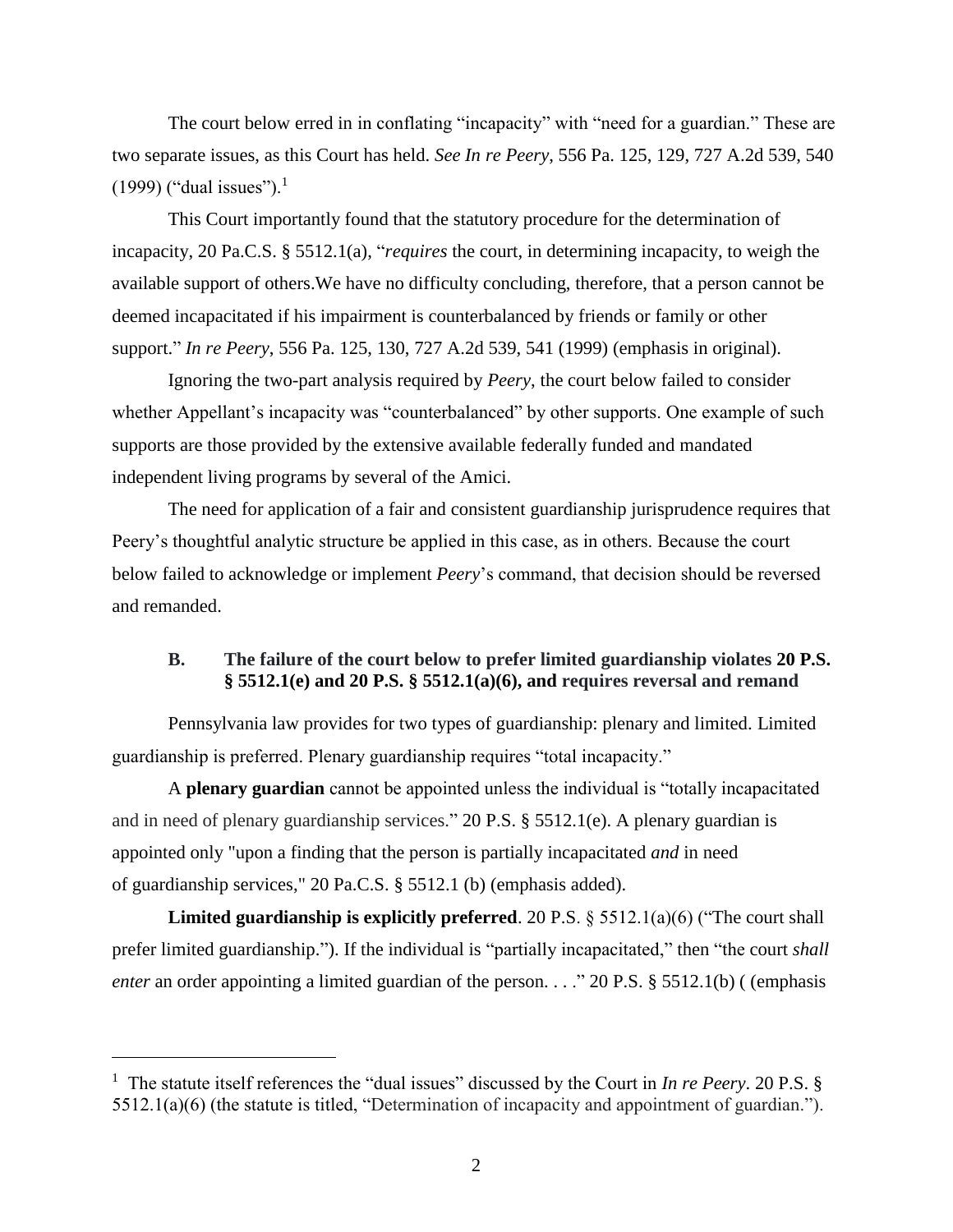The court below erred in in conflating "incapacity" with "need for a guardian." These are two separate issues, as this Court has held. *See In re Peery*, 556 Pa. 125, 129, 727 A.2d 539, 540 (1999) ("dual issues").[1]

This Court importantly found that the statutory procedure for the determination of incapacity, 20 Pa.C.S. § 5512.1(a), "*requires* the court, in determining incapacity, to weigh the available support of others.We have no difficulty concluding, therefore, that a person cannot be deemed incapacitated if his impairment is counterbalanced by friends or family or other support." *In re Peery*, 556 Pa. 125, 130, 727 A.2d 539, 541 (1999) (emphasis in original).

Ignoring the two-part analysis required by *Peery*, the court below failed to consider whether Appellant's incapacity was "counterbalanced" by other supports. One example of such supports are those provided by the extensive available federally funded and mandated independent living programs by several of the Amici.

The need for application of a fair and consistent guardianship jurisprudence requires that Peery's thoughtful analytic structure be applied in this case, as in others. Because the court below failed to acknowledge or implement *Peery*'s command, that decision should be reversed and remanded.

### B. The failure of the court below to prefer limited guardianship violates 20 P.S. § 5512.1(e) and 20 P.S. § 5512.1(a)(6), and requires reversal and remand

Pennsylvania law provides for two types of guardianship: plenary and limited. Limited guardianship is preferred. Plenary guardianship requires "total incapacity."

A **plenary guardian** cannot be appointed unless the individual is "totally incapacitated and in need of plenary guardianship services." 20 P.S. § 5512.1(e). A plenary guardian is appointed only "upon a finding that the person is partially incapacitated *and* in need of guardianship services," 20 Pa.C.S. § 5512.1 (b) (emphasis added).

**Limited guardianship is explicitly preferred**. 20 P.S. § 5512.1(a)(6) ("The court shall prefer limited guardianship."). If the individual is "partially incapacitated," then "the court *shall enter* an order appointing a limited guardian of the person. . . ." 20 P.S. § 5512.1(b) ( (emphasis

---

[1] The statute itself references the "dual issues" discussed by the Court in *In re Peery*. 20 P.S. § 5512.1(a)(6) (the statute is titled, "Determination of incapacity and appointment of guardian.").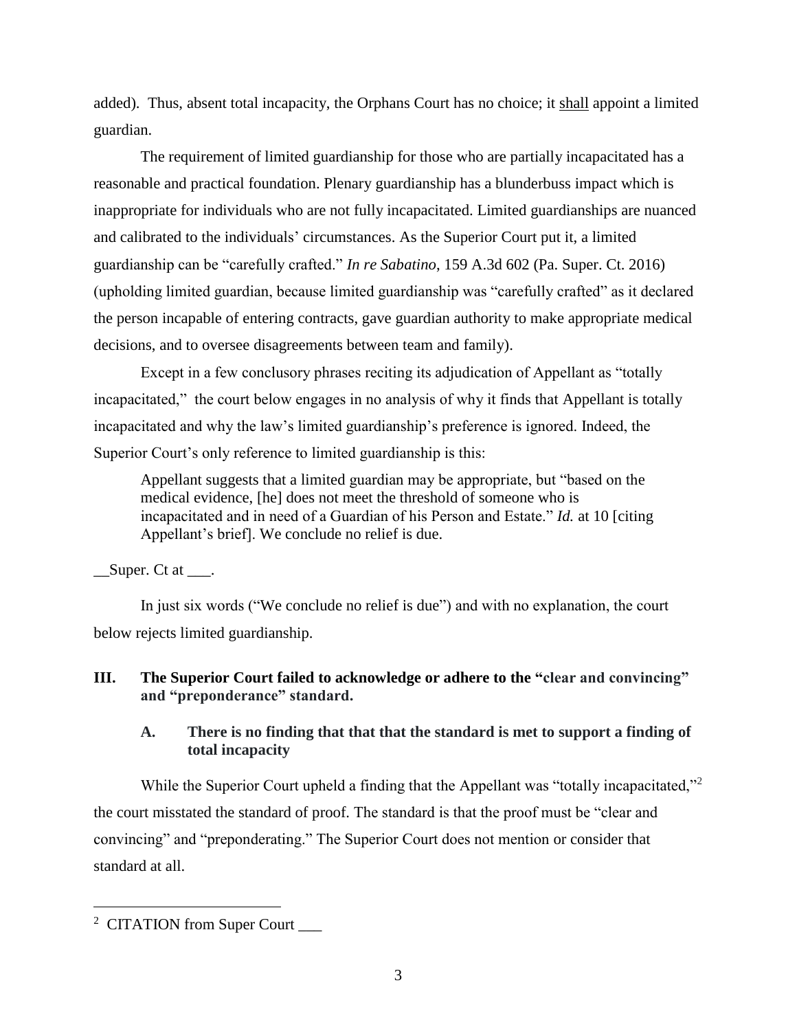added). Thus, absent total incapacity, the Orphans Court has no choice; it shall appoint a limited guardian.

The requirement of limited guardianship for those who are partially incapacitated has a reasonable and practical foundation. Plenary guardianship has a blunderbuss impact which is inappropriate for individuals who are not fully incapacitated. Limited guardianships are nuanced and calibrated to the individuals' circumstances. As the Superior Court put it, a limited guardianship can be "carefully crafted." *In re Sabatino,* 159 A.3d 602 (Pa. Super. Ct. 2016) (upholding limited guardian, because limited guardianship was "carefully crafted" as it declared the person incapable of entering contracts, gave guardian authority to make appropriate medical decisions, and to oversee disagreements between team and family).

Except in a few conclusory phrases reciting its adjudication of Appellant as "totally incapacitated," the court below engages in no analysis of why it finds that Appellant is totally incapacitated and why the law's limited guardianship's preference is ignored. Indeed, the Superior Court's only reference to limited guardianship is this:

> Appellant suggests that a limited guardian may be appropriate, but "based on the medical evidence, [he] does not meet the threshold of someone who is incapacitated and in need of a Guardian of his Person and Estate." *Id.* at 10 [citing Appellant's brief]. We conclude no relief is due.

__Super. Ct at ___.

In just six words ("We conclude no relief is due") and with no explanation, the court below rejects limited guardianship.

## III. The Superior Court failed to acknowledge or adhere to the "clear and convincing" and "preponderance" standard.

### A. There is no finding that that that the standard is met to support a finding of total incapacity

While the Superior Court upheld a finding that the Appellant was "totally incapacitated,"[2] the court misstated the standard of proof. The standard is that the proof must be "clear and convincing" and "preponderating." The Superior Court does not mention or consider that standard at all.

---

[2] CITATION from Super Court ___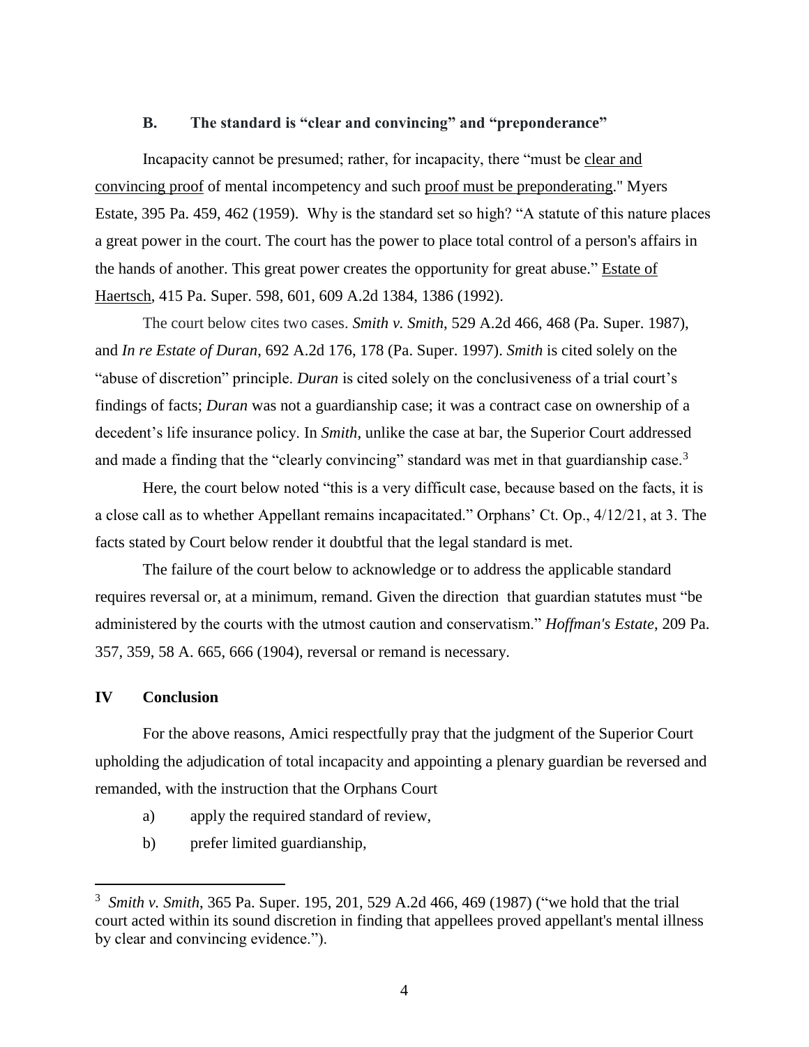### B. The standard is "clear and convincing" and "preponderance"

Incapacity cannot be presumed; rather, for incapacity, there "must be clear and convincing proof of mental incompetency and such proof must be preponderating." Myers Estate, 395 Pa. 459, 462 (1959). Why is the standard set so high? "A statute of this nature places a great power in the court. The court has the power to place total control of a person's affairs in the hands of another. This great power creates the opportunity for great abuse." Estate of Haertsch, 415 Pa. Super. 598, 601, 609 A.2d 1384, 1386 (1992).

The court below cites two cases. *Smith v. Smith*, 529 A.2d 466, 468 (Pa. Super. 1987), and *In re Estate of Duran*, 692 A.2d 176, 178 (Pa. Super. 1997). *Smith* is cited solely on the "abuse of discretion" principle. *Duran* is cited solely on the conclusiveness of a trial court's findings of facts; *Duran* was not a guardianship case; it was a contract case on ownership of a decedent's life insurance policy. In *Smith*, unlike the case at bar, the Superior Court addressed and made a finding that the "clearly convincing" standard was met in that guardianship case.[3]

Here, the court below noted "this is a very difficult case, because based on the facts, it is a close call as to whether Appellant remains incapacitated." Orphans' Ct. Op., 4/12/21, at 3. The facts stated by Court below render it doubtful that the legal standard is met.

The failure of the court below to acknowledge or to address the applicable standard requires reversal or, at a minimum, remand. Given the direction that guardian statutes must "be administered by the courts with the utmost caution and conservatism." *Hoffman's Estate*, 209 Pa. 357, 359, 58 A. 665, 666 (1904), reversal or remand is necessary.

## IV Conclusion

For the above reasons, Amici respectfully pray that the judgment of the Superior Court upholding the adjudication of total incapacity and appointing a plenary guardian be reversed and remanded, with the instruction that the Orphans Court

a) apply the required standard of review,

b) prefer limited guardianship,

---

[3] *Smith v. Smith*, 365 Pa. Super. 195, 201, 529 A.2d 466, 469 (1987) ("we hold that the trial court acted within its sound discretion in finding that appellees proved appellant's mental illness by clear and convincing evidence.").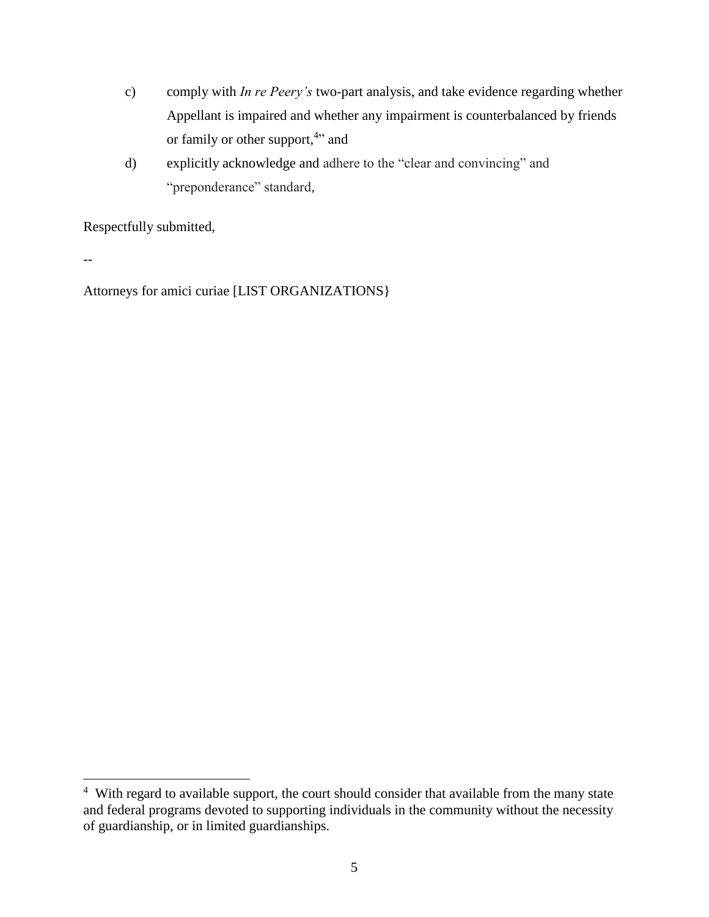c) comply with *In re Peery's* two-part analysis, and take evidence regarding whether Appellant is impaired and whether any impairment is counterbalanced by friends or family or other support,[4]" and

d) explicitly acknowledge and adhere to the "clear and convincing" and "preponderance" standard,

Respectfully submitted,

--

Attorneys for amici curiae [LIST ORGANIZATIONS}

---

[4] With regard to available support, the court should consider that available from the many state and federal programs devoted to supporting individuals in the community without the necessity of guardianship, or in limited guardianships.